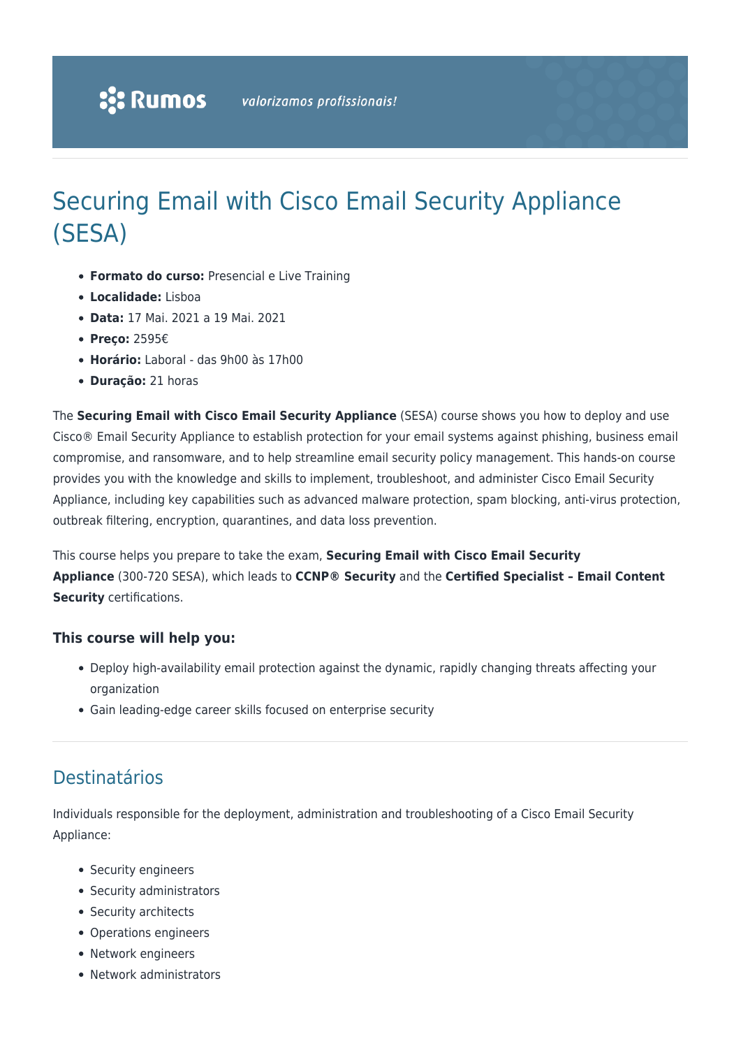Rumos — *valorizamos profissionais!*

# Securing Email with Cisco Email Security Appliance (SESA)

- **Formato do curso:** Presencial e Live Training
- **Localidade:** Lisboa
- **Data:** 17 Mai. 2021 a 19 Mai. 2021
- **Preço:** 2595€
- **Horário:** Laboral - das 9h00 às 17h00
- **Duração:** 21 horas

The **Securing Email with Cisco Email Security Appliance** (SESA) course shows you how to deploy and use Cisco® Email Security Appliance to establish protection for your email systems against phishing, business email compromise, and ransomware, and to help streamline email security policy management. This hands-on course provides you with the knowledge and skills to implement, troubleshoot, and administer Cisco Email Security Appliance, including key capabilities such as advanced malware protection, spam blocking, anti-virus protection, outbreak filtering, encryption, quarantines, and data loss prevention.

This course helps you prepare to take the exam, **Securing Email with Cisco Email Security Appliance** (300-720 SESA), which leads to **CCNP® Security** and the **Certified Specialist – Email Content Security** certifications.

### This course will help you:

- Deploy high-availability email protection against the dynamic, rapidly changing threats affecting your organization
- Gain leading-edge career skills focused on enterprise security

## Destinatários

Individuals responsible for the deployment, administration and troubleshooting of a Cisco Email Security Appliance:

- Security engineers
- Security administrators
- Security architects
- Operations engineers
- Network engineers
- Network administrators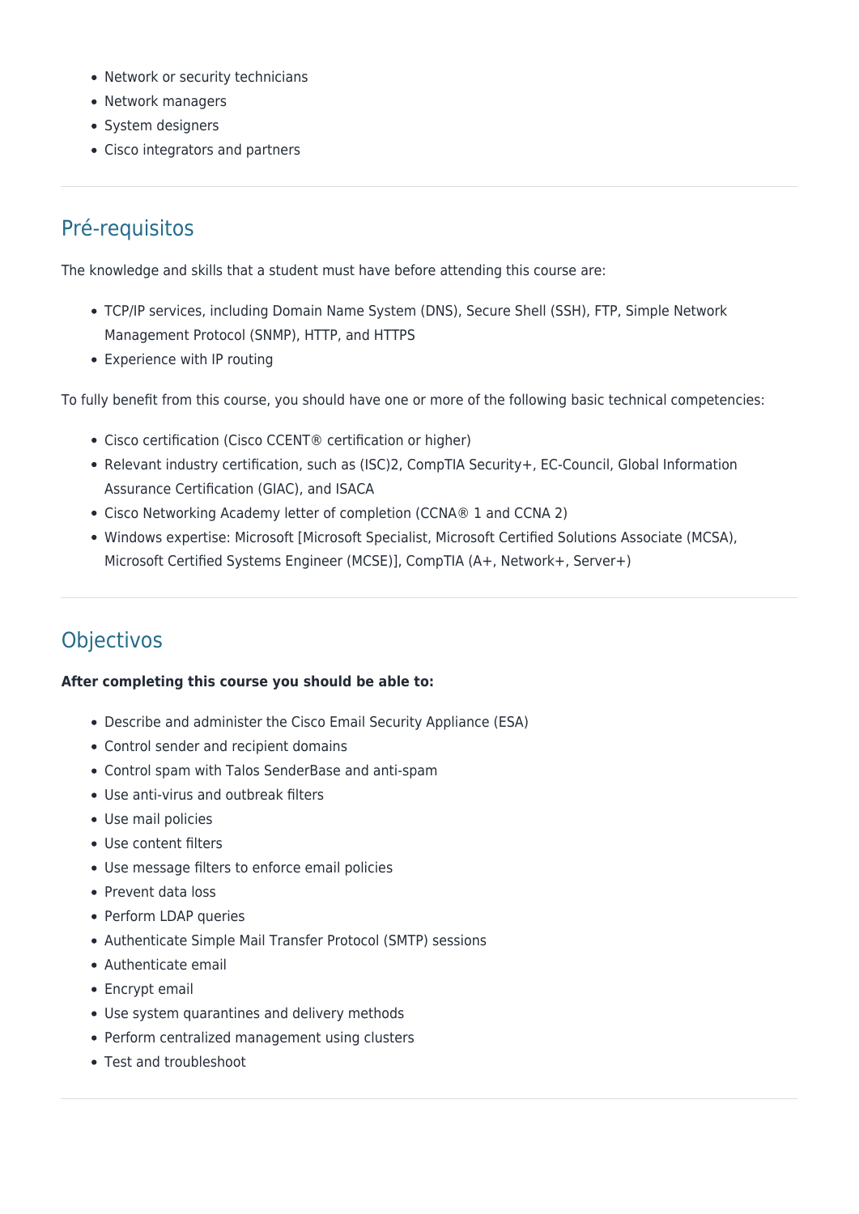- Network or security technicians
- Network managers
- System designers
- Cisco integrators and partners

## Pré-requisitos

The knowledge and skills that a student must have before attending this course are:

- TCP/IP services, including Domain Name System (DNS), Secure Shell (SSH), FTP, Simple Network Management Protocol (SNMP), HTTP, and HTTPS
- Experience with IP routing

To fully benefit from this course, you should have one or more of the following basic technical competencies:

- Cisco certification (Cisco CCENT® certification or higher)
- Relevant industry certification, such as (ISC)2, CompTIA Security+, EC-Council, Global Information Assurance Certification (GIAC), and ISACA
- Cisco Networking Academy letter of completion (CCNA® 1 and CCNA 2)
- Windows expertise: Microsoft [Microsoft Specialist, Microsoft Certified Solutions Associate (MCSA), Microsoft Certified Systems Engineer (MCSE)], CompTIA (A+, Network+, Server+)

## Objectivos

**After completing this course you should be able to:**

- Describe and administer the Cisco Email Security Appliance (ESA)
- Control sender and recipient domains
- Control spam with Talos SenderBase and anti-spam
- Use anti-virus and outbreak filters
- Use mail policies
- Use content filters
- Use message filters to enforce email policies
- Prevent data loss
- Perform LDAP queries
- Authenticate Simple Mail Transfer Protocol (SMTP) sessions
- Authenticate email
- Encrypt email
- Use system quarantines and delivery methods
- Perform centralized management using clusters
- Test and troubleshoot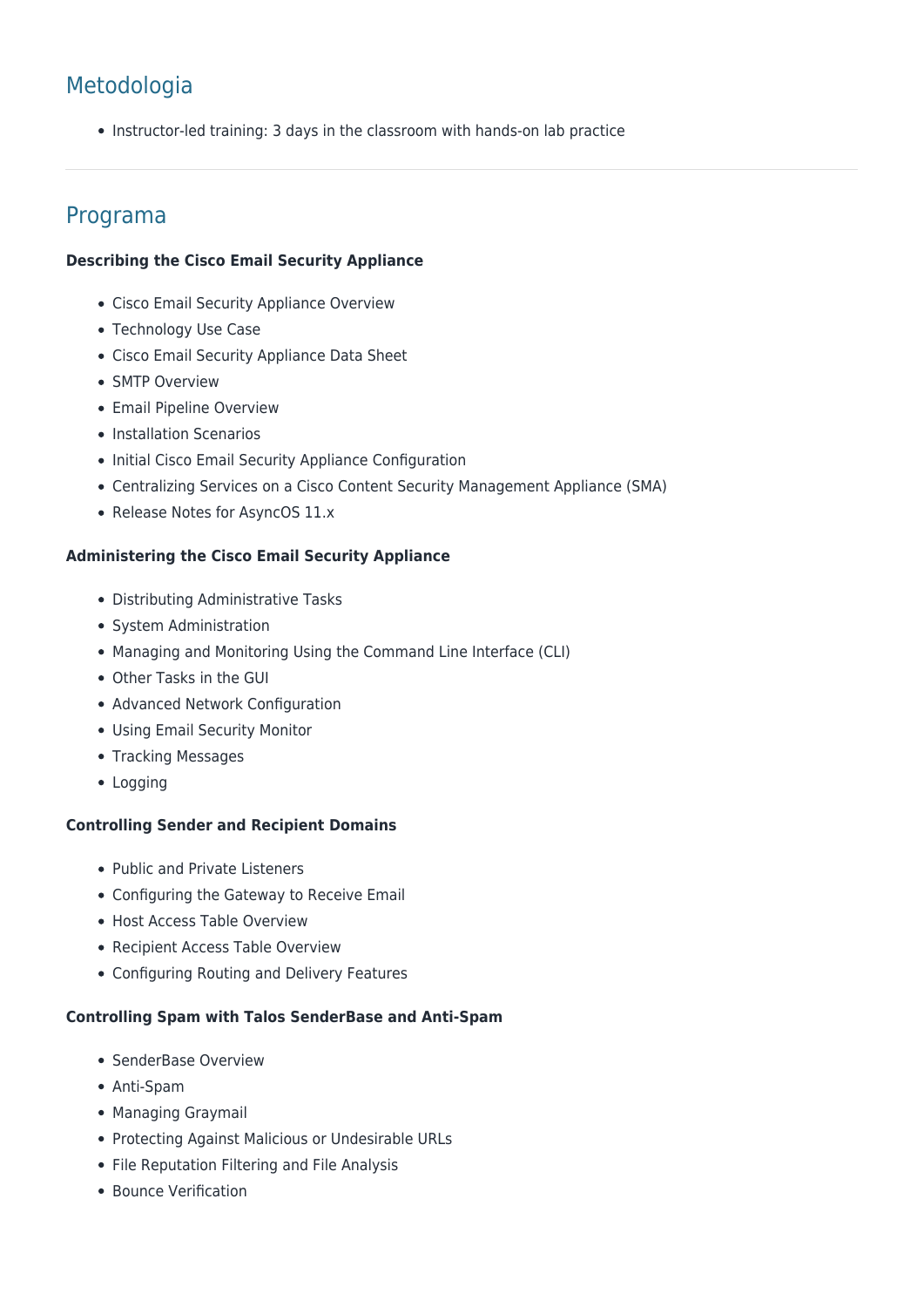## Metodologia

- Instructor-led training: 3 days in the classroom with hands-on lab practice

---

## Programa

**Describing the Cisco Email Security Appliance**

- Cisco Email Security Appliance Overview
- Technology Use Case
- Cisco Email Security Appliance Data Sheet
- SMTP Overview
- Email Pipeline Overview
- Installation Scenarios
- Initial Cisco Email Security Appliance Configuration
- Centralizing Services on a Cisco Content Security Management Appliance (SMA)
- Release Notes for AsyncOS 11.x

**Administering the Cisco Email Security Appliance**

- Distributing Administrative Tasks
- System Administration
- Managing and Monitoring Using the Command Line Interface (CLI)
- Other Tasks in the GUI
- Advanced Network Configuration
- Using Email Security Monitor
- Tracking Messages
- Logging

**Controlling Sender and Recipient Domains**

- Public and Private Listeners
- Configuring the Gateway to Receive Email
- Host Access Table Overview
- Recipient Access Table Overview
- Configuring Routing and Delivery Features

**Controlling Spam with Talos SenderBase and Anti-Spam**

- SenderBase Overview
- Anti-Spam
- Managing Graymail
- Protecting Against Malicious or Undesirable URLs
- File Reputation Filtering and File Analysis
- Bounce Verification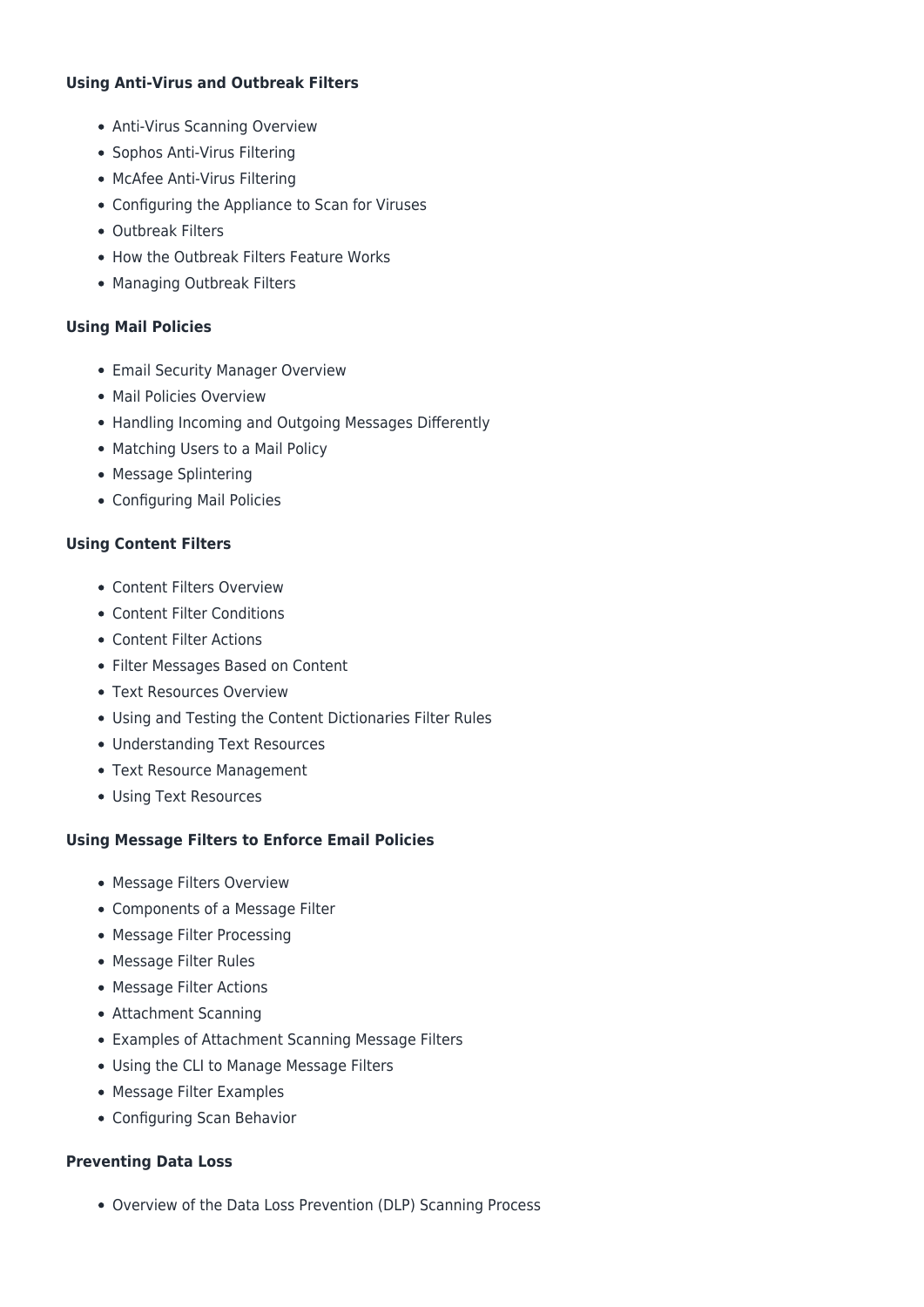**Using Anti-Virus and Outbreak Filters**

- Anti-Virus Scanning Overview
- Sophos Anti-Virus Filtering
- McAfee Anti-Virus Filtering
- Configuring the Appliance to Scan for Viruses
- Outbreak Filters
- How the Outbreak Filters Feature Works
- Managing Outbreak Filters

**Using Mail Policies**

- Email Security Manager Overview
- Mail Policies Overview
- Handling Incoming and Outgoing Messages Differently
- Matching Users to a Mail Policy
- Message Splintering
- Configuring Mail Policies

**Using Content Filters**

- Content Filters Overview
- Content Filter Conditions
- Content Filter Actions
- Filter Messages Based on Content
- Text Resources Overview
- Using and Testing the Content Dictionaries Filter Rules
- Understanding Text Resources
- Text Resource Management
- Using Text Resources

**Using Message Filters to Enforce Email Policies**

- Message Filters Overview
- Components of a Message Filter
- Message Filter Processing
- Message Filter Rules
- Message Filter Actions
- Attachment Scanning
- Examples of Attachment Scanning Message Filters
- Using the CLI to Manage Message Filters
- Message Filter Examples
- Configuring Scan Behavior

**Preventing Data Loss**

- Overview of the Data Loss Prevention (DLP) Scanning Process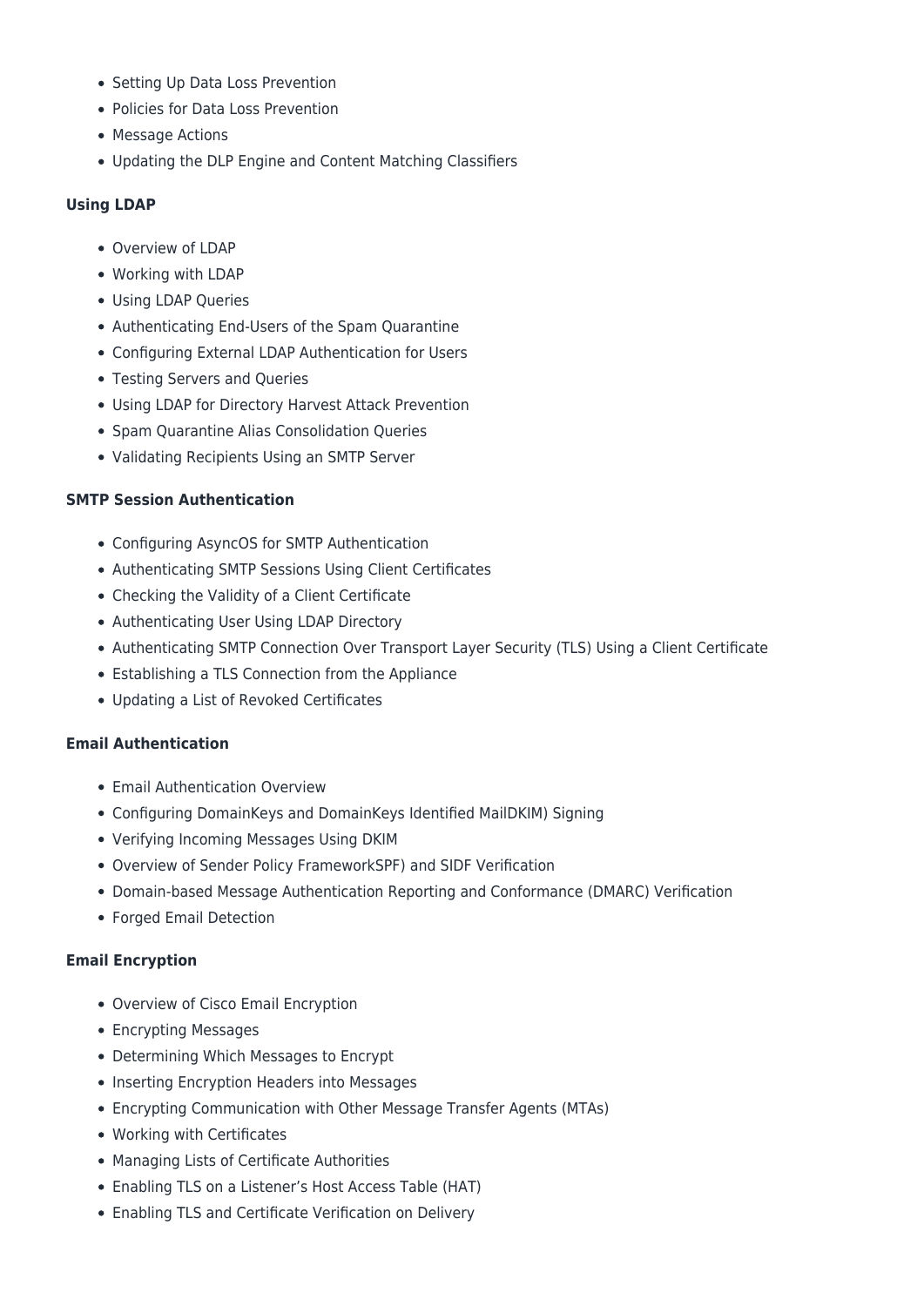- Setting Up Data Loss Prevention
- Policies for Data Loss Prevention
- Message Actions
- Updating the DLP Engine and Content Matching Classifiers

**Using LDAP**

- Overview of LDAP
- Working with LDAP
- Using LDAP Queries
- Authenticating End-Users of the Spam Quarantine
- Configuring External LDAP Authentication for Users
- Testing Servers and Queries
- Using LDAP for Directory Harvest Attack Prevention
- Spam Quarantine Alias Consolidation Queries
- Validating Recipients Using an SMTP Server

**SMTP Session Authentication**

- Configuring AsyncOS for SMTP Authentication
- Authenticating SMTP Sessions Using Client Certificates
- Checking the Validity of a Client Certificate
- Authenticating User Using LDAP Directory
- Authenticating SMTP Connection Over Transport Layer Security (TLS) Using a Client Certificate
- Establishing a TLS Connection from the Appliance
- Updating a List of Revoked Certificates

**Email Authentication**

- Email Authentication Overview
- Configuring DomainKeys and DomainKeys Identified MailDKIM) Signing
- Verifying Incoming Messages Using DKIM
- Overview of Sender Policy FrameworkSPF) and SIDF Verification
- Domain-based Message Authentication Reporting and Conformance (DMARC) Verification
- Forged Email Detection

**Email Encryption**

- Overview of Cisco Email Encryption
- Encrypting Messages
- Determining Which Messages to Encrypt
- Inserting Encryption Headers into Messages
- Encrypting Communication with Other Message Transfer Agents (MTAs)
- Working with Certificates
- Managing Lists of Certificate Authorities
- Enabling TLS on a Listener’s Host Access Table (HAT)
- Enabling TLS and Certificate Verification on Delivery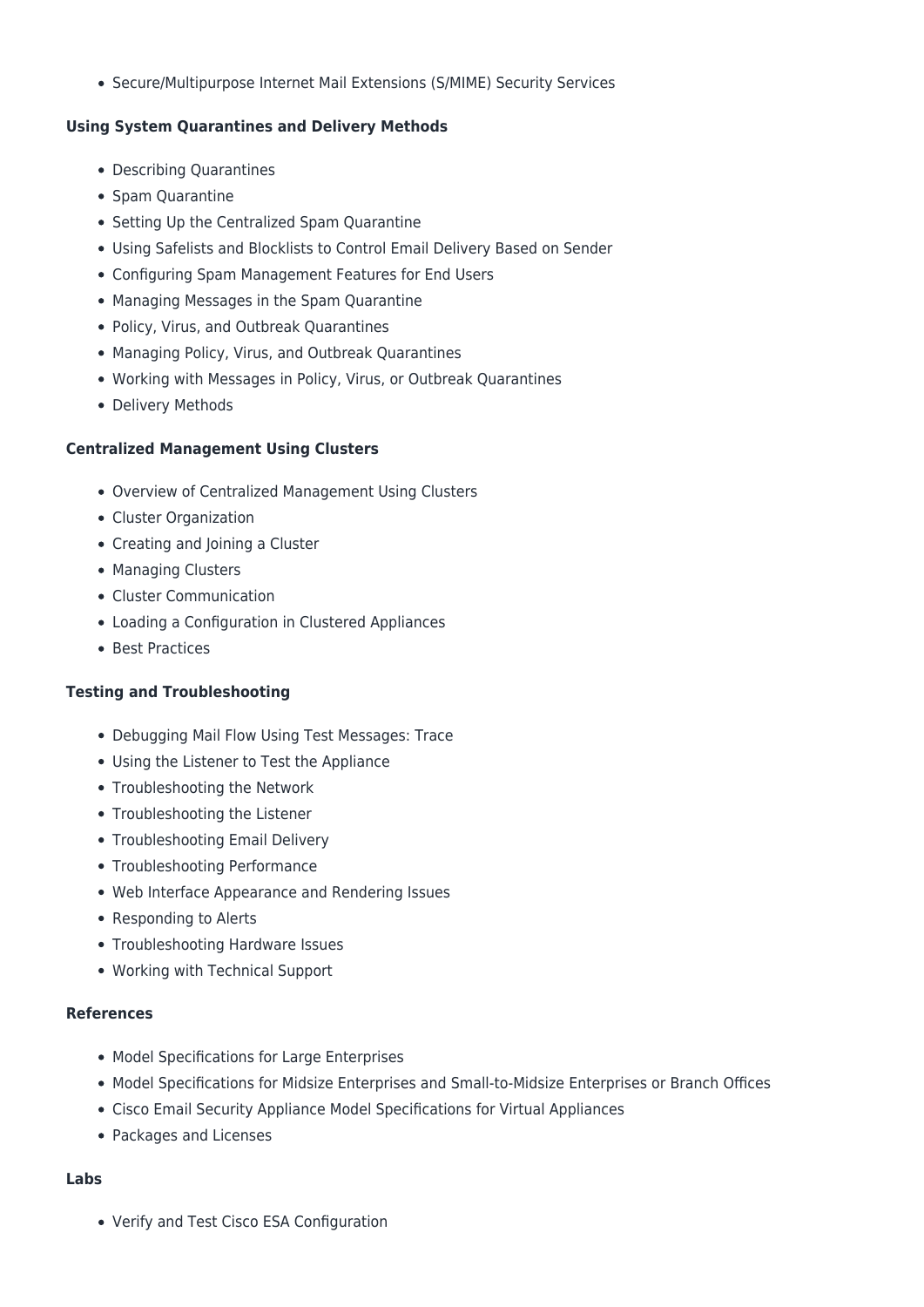- Secure/Multipurpose Internet Mail Extensions (S/MIME) Security Services

**Using System Quarantines and Delivery Methods**

- Describing Quarantines
- Spam Quarantine
- Setting Up the Centralized Spam Quarantine
- Using Safelists and Blocklists to Control Email Delivery Based on Sender
- Configuring Spam Management Features for End Users
- Managing Messages in the Spam Quarantine
- Policy, Virus, and Outbreak Quarantines
- Managing Policy, Virus, and Outbreak Quarantines
- Working with Messages in Policy, Virus, or Outbreak Quarantines
- Delivery Methods

**Centralized Management Using Clusters**

- Overview of Centralized Management Using Clusters
- Cluster Organization
- Creating and Joining a Cluster
- Managing Clusters
- Cluster Communication
- Loading a Configuration in Clustered Appliances
- Best Practices

**Testing and Troubleshooting**

- Debugging Mail Flow Using Test Messages: Trace
- Using the Listener to Test the Appliance
- Troubleshooting the Network
- Troubleshooting the Listener
- Troubleshooting Email Delivery
- Troubleshooting Performance
- Web Interface Appearance and Rendering Issues
- Responding to Alerts
- Troubleshooting Hardware Issues
- Working with Technical Support

**References**

- Model Specifications for Large Enterprises
- Model Specifications for Midsize Enterprises and Small-to-Midsize Enterprises or Branch Offices
- Cisco Email Security Appliance Model Specifications for Virtual Appliances
- Packages and Licenses

**Labs**

- Verify and Test Cisco ESA Configuration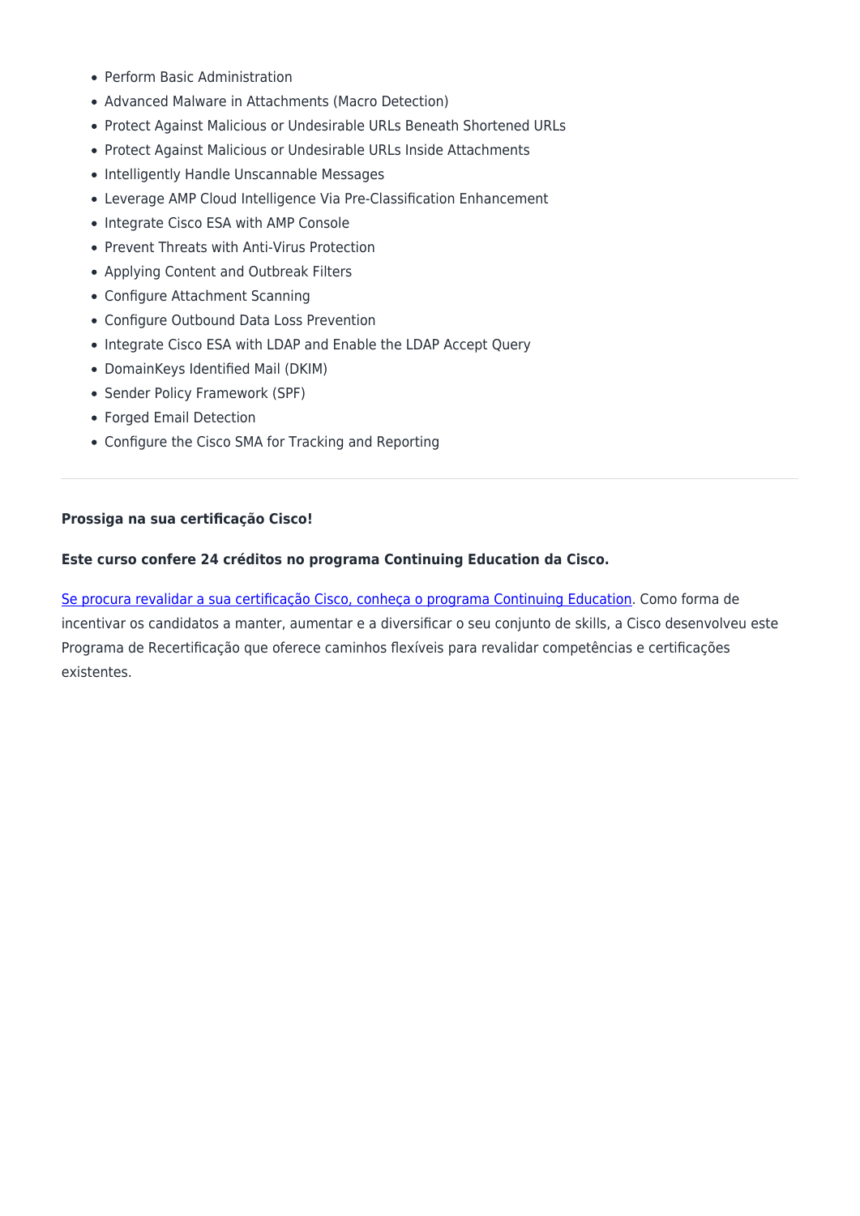- Perform Basic Administration
- Advanced Malware in Attachments (Macro Detection)
- Protect Against Malicious or Undesirable URLs Beneath Shortened URLs
- Protect Against Malicious or Undesirable URLs Inside Attachments
- Intelligently Handle Unscannable Messages
- Leverage AMP Cloud Intelligence Via Pre-Classification Enhancement
- Integrate Cisco ESA with AMP Console
- Prevent Threats with Anti-Virus Protection
- Applying Content and Outbreak Filters
- Configure Attachment Scanning
- Configure Outbound Data Loss Prevention
- Integrate Cisco ESA with LDAP and Enable the LDAP Accept Query
- DomainKeys Identified Mail (DKIM)
- Sender Policy Framework (SPF)
- Forged Email Detection
- Configure the Cisco SMA for Tracking and Reporting

---

**Prossiga na sua certificação Cisco!**

**Este curso confere 24 créditos no programa Continuing Education da Cisco.**

Se procura revalidar a sua certificação Cisco, conheça o programa Continuing Education. Como forma de incentivar os candidatos a manter, aumentar e a diversificar o seu conjunto de skills, a Cisco desenvolveu este Programa de Recertificação que oferece caminhos flexíveis para revalidar competências e certificações existentes.